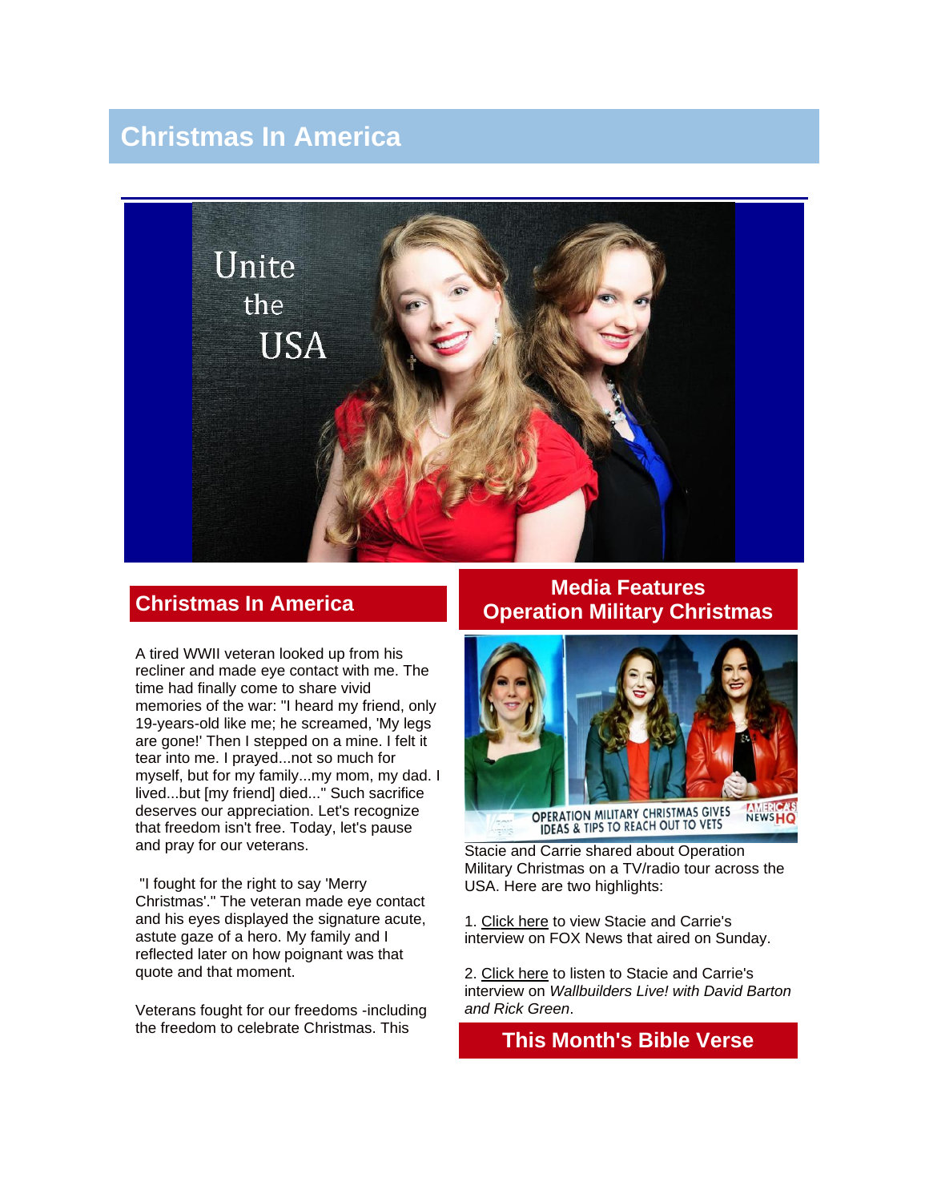# Christmas In America

## Christmas In America

A tired WWII veteran looked up from his recliner and made eye contact with me. The time had finally come to share vivid memories of the war: "I heard my friend, only 19-years-old like me; he screamed, 'My legs are gone!' Then I stepped on a mine. I felt it tear into me. I prayed...not so much for myself, but for my family...my mom, my dad. I lived...but [my friend] died..." Such sacrifice deserves our appreciation. Let's recognize that freedom isn't free. Today, let's pause and pray for our veterans.

"I fought for the right to say 'Merry Christmas'." The veteran made eye contact and his eyes displayed the signature acute, astute gaze of a hero. My family and I reflected later on how poignant was that quote and that moment.

Veterans fought for our freedoms -including the freedom to celebrate Christmas. This

## Media Features Operation Military Christmas

Stacie and Carrie shared about Operation Military Christmas on a TV/radio tour across the USA. Here are two highlights:

1. Click here to view Stacie and Carrie's interview on FOX News that aired on Sunday.

2. Click here to listen to Stacie and Carrie's interview on *Wallbuilders Live! with David Barton and Rick Green*.

## This Month's Bible Verse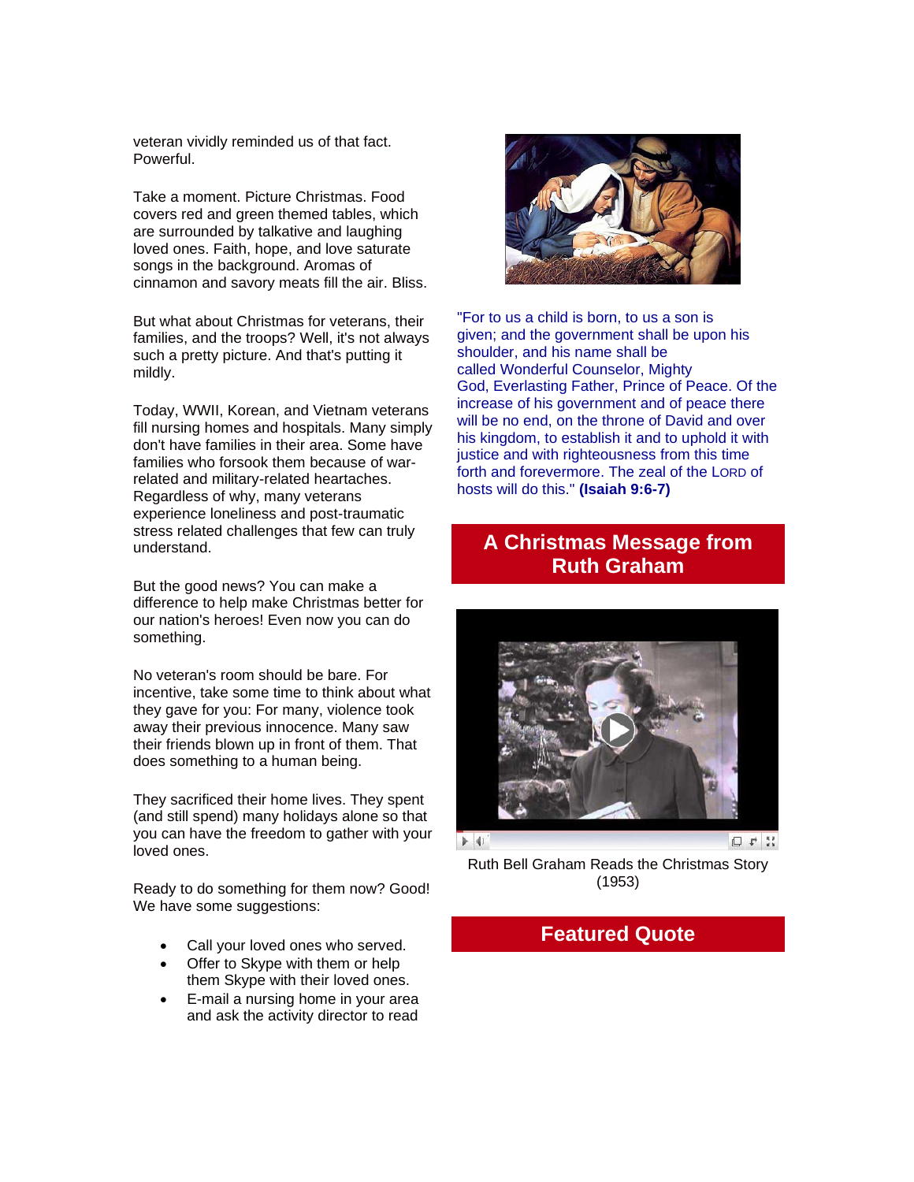veteran vividly reminded us of that fact. Powerful.

Take a moment. Picture Christmas. Food covers red and green themed tables, which are surrounded by talkative and laughing loved ones. Faith, hope, and love saturate songs in the background. Aromas of cinnamon and savory meats fill the air. Bliss.

But what about Christmas for veterans, their families, and the troops? Well, it's not always such a pretty picture. And that's putting it mildly.

Today, WWII, Korean, and Vietnam veterans fill nursing homes and hospitals. Many simply don't have families in their area. Some have families who forsook them because of war-related and military-related heartaches. Regardless of why, many veterans experience loneliness and post-traumatic stress related challenges that few can truly understand.

But the good news? You can make a difference to help make Christmas better for our nation's heroes! Even now you can do something.

No veteran's room should be bare. For incentive, take some time to think about what they gave for you: For many, violence took away their previous innocence. Many saw their friends blown up in front of them. That does something to a human being.

They sacrificed their home lives. They spent (and still spend) many holidays alone so that you can have the freedom to gather with your loved ones.

Ready to do something for them now? Good! We have some suggestions:

- Call your loved ones who served.
- Offer to Skype with them or help them Skype with their loved ones.
- E-mail a nursing home in your area and ask the activity director to read

"For to us a child is born, to us a son is given; and the government shall be upon his shoulder, and his name shall be called Wonderful Counselor, Mighty God, Everlasting Father, Prince of Peace. Of the increase of his government and of peace there will be no end, on the throne of David and over his kingdom, to establish it and to uphold it with justice and with righteousness from this time forth and forevermore. The zeal of the LORD of hosts will do this." **(Isaiah 9:6-7)**

## A Christmas Message from Ruth Graham

Ruth Bell Graham Reads the Christmas Story (1953)

## Featured Quote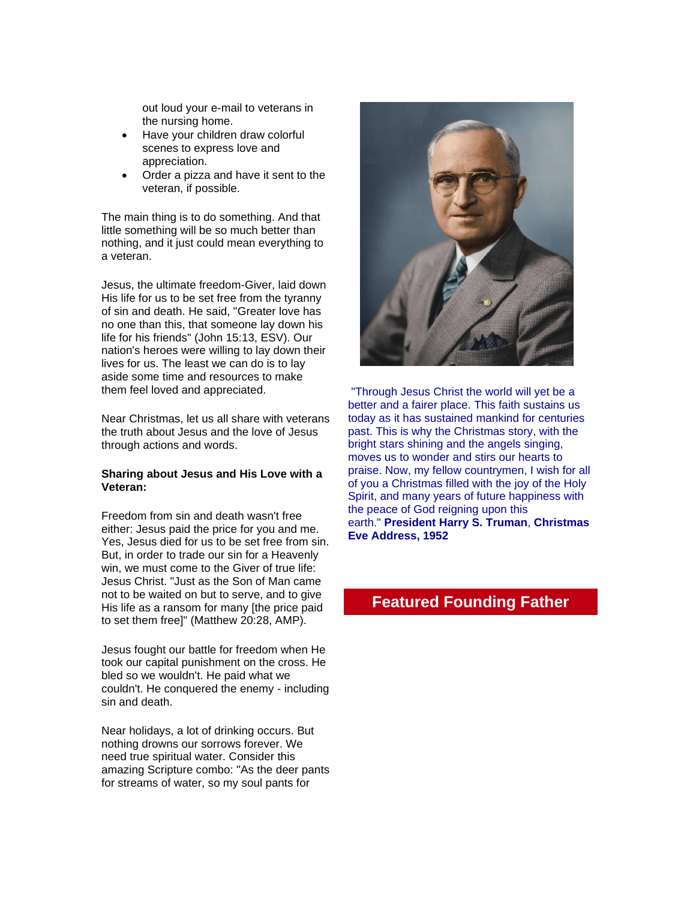out loud your e-mail to veterans in the nursing home.

- Have your children draw colorful scenes to express love and appreciation.
- Order a pizza and have it sent to the veteran, if possible.

The main thing is to do something. And that little something will be so much better than nothing, and it just could mean everything to a veteran.

Jesus, the ultimate freedom-Giver, laid down His life for us to be set free from the tyranny of sin and death. He said, "Greater love has no one than this, that someone lay down his life for his friends" (John 15:13, ESV). Our nation's heroes were willing to lay down their lives for us. The least we can do is to lay aside some time and resources to make them feel loved and appreciated.

Near Christmas, let us all share with veterans the truth about Jesus and the love of Jesus through actions and words.

**Sharing about Jesus and His Love with a Veteran:**

Freedom from sin and death wasn't free either: Jesus paid the price for you and me. Yes, Jesus died for us to be set free from sin. But, in order to trade our sin for a Heavenly win, we must come to the Giver of true life: Jesus Christ. "Just as the Son of Man came not to be waited on but to serve, and to give His life as a ransom for many [the price paid to set them free]" (Matthew 20:28, AMP).

Jesus fought our battle for freedom when He took our capital punishment on the cross. He bled so we wouldn't. He paid what we couldn't. He conquered the enemy - including sin and death.

Near holidays, a lot of drinking occurs. But nothing drowns our sorrows forever. We need true spiritual water. Consider this amazing Scripture combo: "As the deer pants for streams of water, so my soul pants for

"Through Jesus Christ the world will yet be a better and a fairer place. This faith sustains us today as it has sustained mankind for centuries past. This is why the Christmas story, with the bright stars shining and the angels singing, moves us to wonder and stirs our hearts to praise. Now, my fellow countrymen, I wish for all of you a Christmas filled with the joy of the Holy Spirit, and many years of future happiness with the peace of God reigning upon this earth." **President Harry S. Truman**, **Christmas Eve Address, 1952**

## Featured Founding Father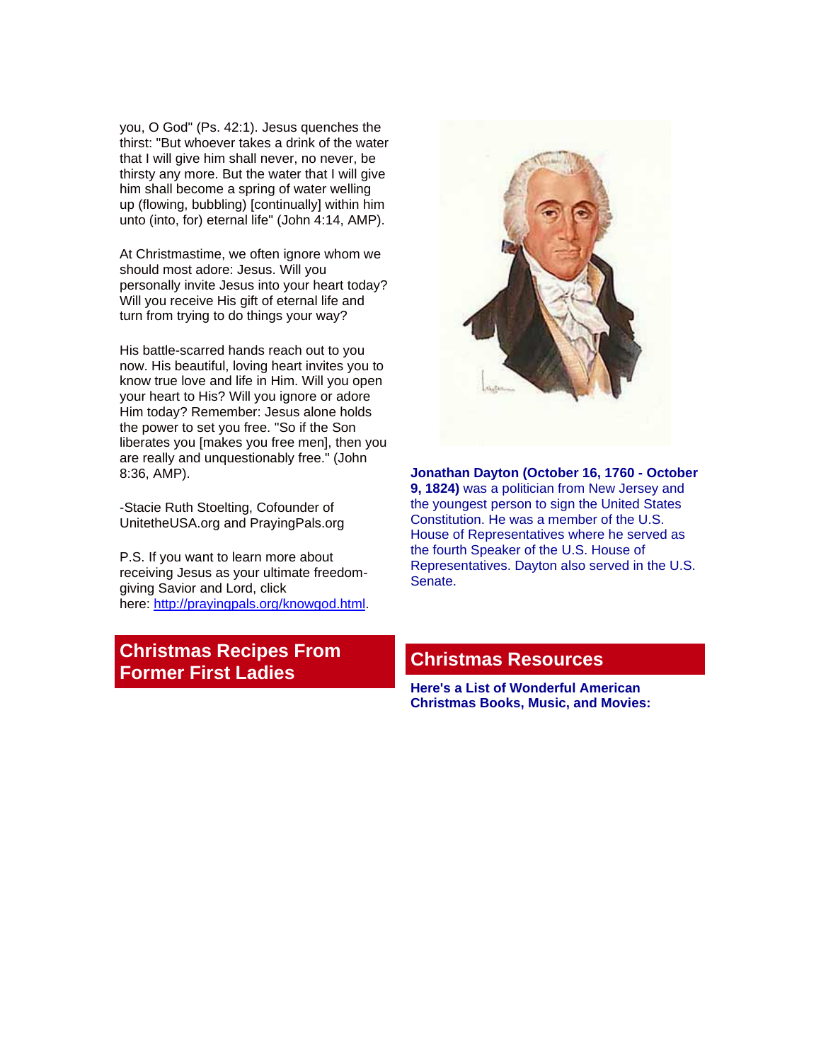you, O God" (Ps. 42:1). Jesus quenches the thirst: "But whoever takes a drink of the water that I will give him shall never, no never, be thirsty any more. But the water that I will give him shall become a spring of water welling up (flowing, bubbling) [continually] within him unto (into, for) eternal life" (John 4:14, AMP).

At Christmastime, we often ignore whom we should most adore: Jesus. Will you personally invite Jesus into your heart today? Will you receive His gift of eternal life and turn from trying to do things your way?

His battle-scarred hands reach out to you now. His beautiful, loving heart invites you to know true love and life in Him. Will you open your heart to His? Will you ignore or adore Him today? Remember: Jesus alone holds the power to set you free. "So if the Son liberates you [makes you free men], then you are really and unquestionably free." (John 8:36, AMP).

-Stacie Ruth Stoelting, Cofounder of UnitetheUSA.org and PrayingPals.org

P.S. If you want to learn more about receiving Jesus as your ultimate freedom-giving Savior and Lord, click here: [http://prayingpals.org/knowgod.html](http://prayingpals.org/knowgod.html).

**Jonathan Dayton (October 16, 1760 - October 9, 1824)** was a politician from New Jersey and the youngest person to sign the United States Constitution. He was a member of the U.S. House of Representatives where he served as the fourth Speaker of the U.S. House of Representatives. Dayton also served in the U.S. Senate.

## Christmas Recipes From Former First Ladies

## Christmas Resources

**Here's a List of Wonderful American Christmas Books, Music, and Movies:**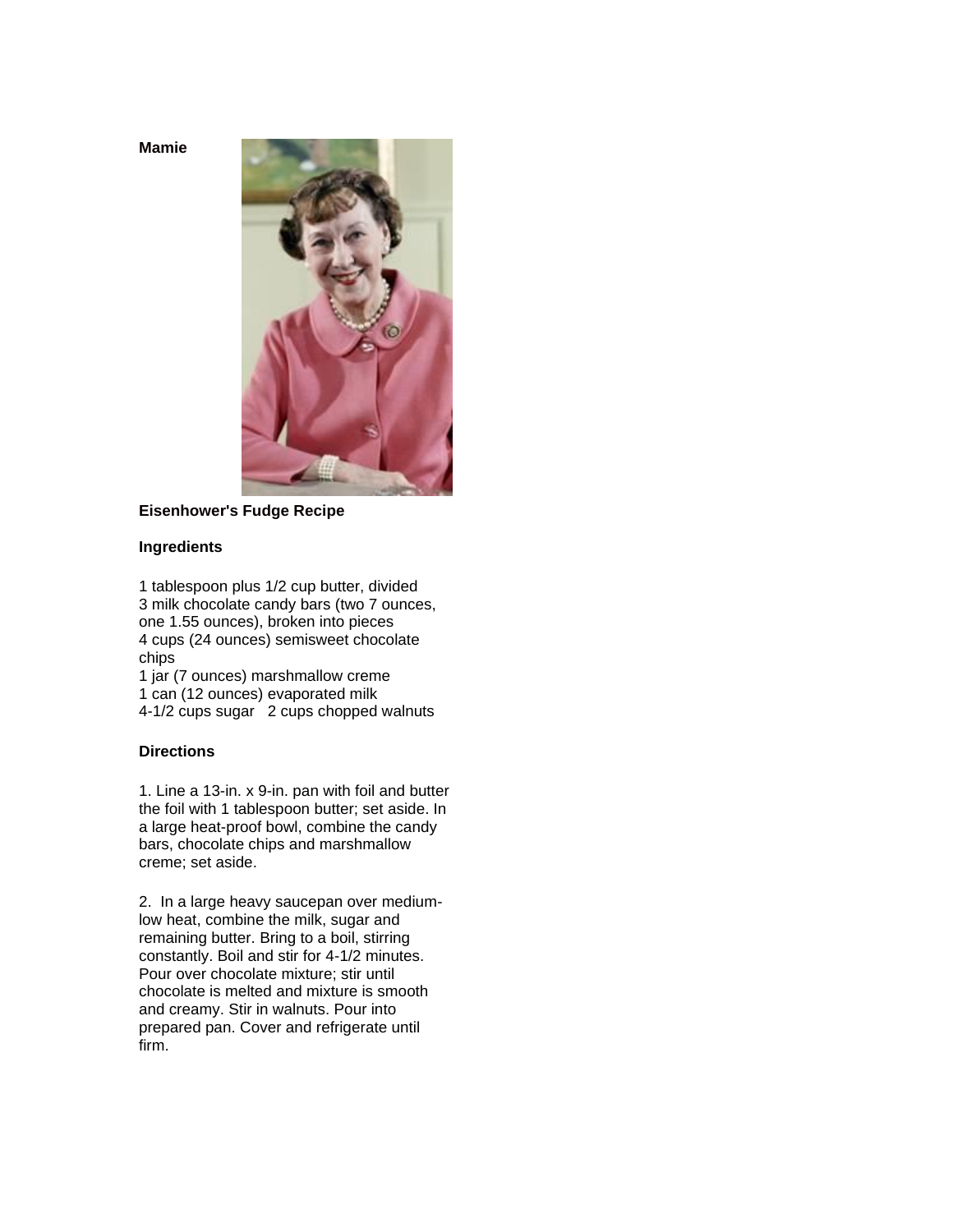**Mamie**

**Eisenhower's Fudge Recipe**

**Ingredients**

1 tablespoon plus 1/2 cup butter, divided
3 milk chocolate candy bars (two 7 ounces, one 1.55 ounces), broken into pieces
4 cups (24 ounces) semisweet chocolate chips
1 jar (7 ounces) marshmallow creme
1 can (12 ounces) evaporated milk
4-1/2 cups sugar   2 cups chopped walnuts

**Directions**

1. Line a 13-in. x 9-in. pan with foil and butter the foil with 1 tablespoon butter; set aside. In a large heat-proof bowl, combine the candy bars, chocolate chips and marshmallow creme; set aside.

2. In a large heavy saucepan over medium-low heat, combine the milk, sugar and remaining butter. Bring to a boil, stirring constantly. Boil and stir for 4-1/2 minutes. Pour over chocolate mixture; stir until chocolate is melted and mixture is smooth and creamy. Stir in walnuts. Pour into prepared pan. Cover and refrigerate until firm.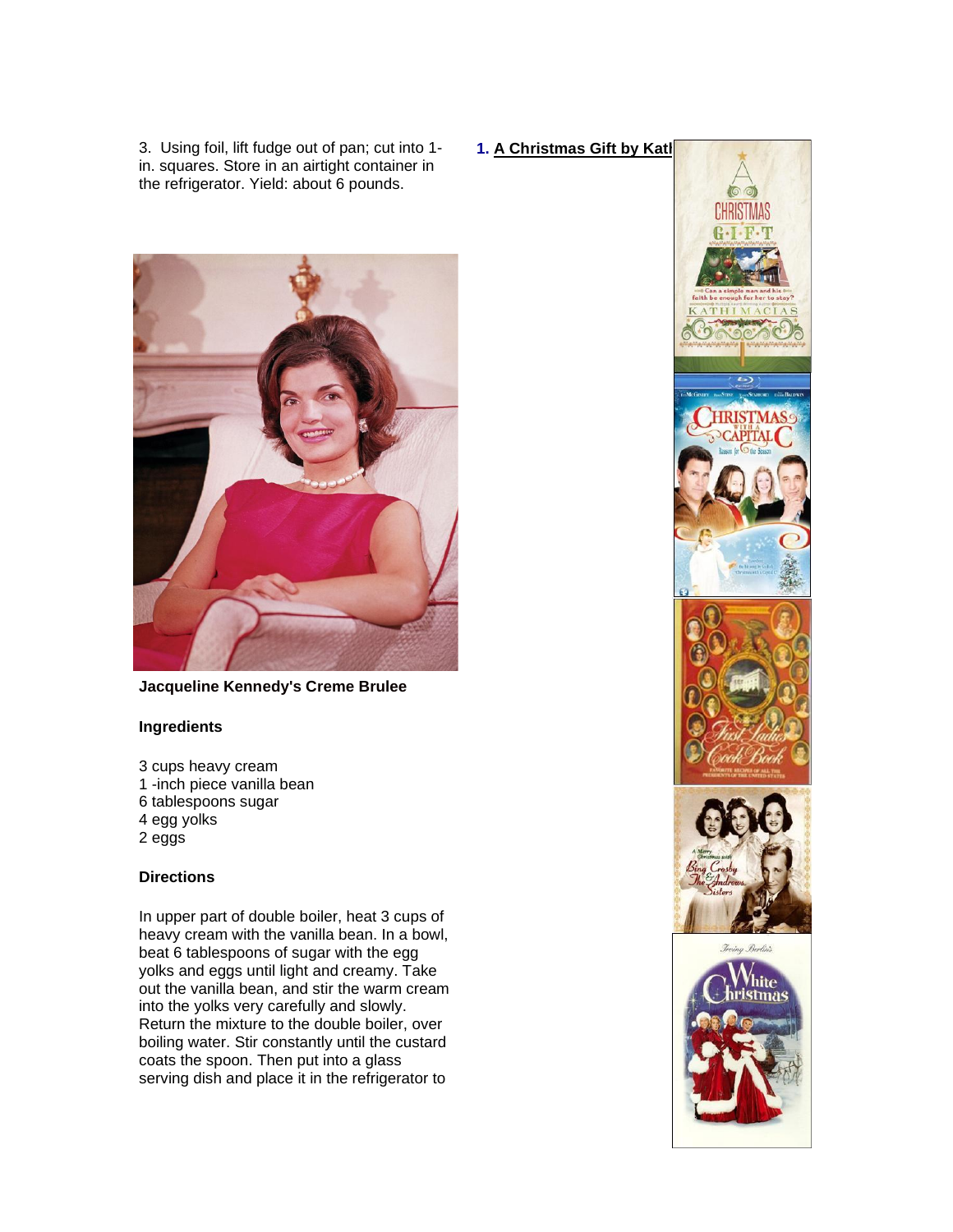3. Using foil, lift fudge out of pan; cut into 1-in. squares. Store in an airtight container in the refrigerator. Yield: about 6 pounds.

**Jacqueline Kennedy's Creme Brulee**

**Ingredients**

3 cups heavy cream
1 -inch piece vanilla bean
6 tablespoons sugar
4 egg yolks
2 eggs

**Directions**

In upper part of double boiler, heat 3 cups of heavy cream with the vanilla bean. In a bowl, beat 6 tablespoons of sugar with the egg yolks and eggs until light and creamy. Take out the vanilla bean, and stir the warm cream into the yolks very carefully and slowly. Return the mixture to the double boiler, over boiling water. Stir constantly until the custard coats the spoon. Then put into a glass serving dish and place it in the refrigerator to

1. **A Christmas Gift by Katl**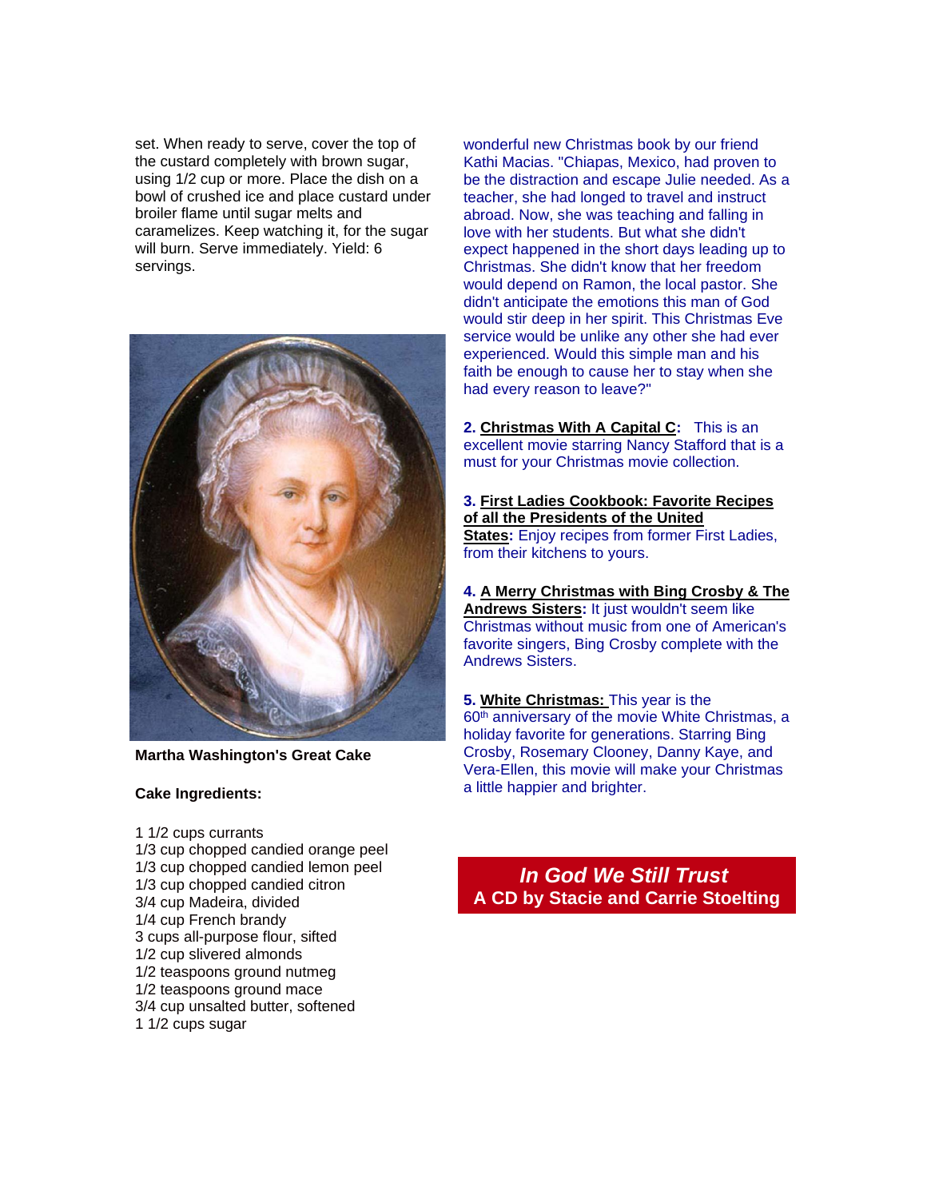set. When ready to serve, cover the top of the custard completely with brown sugar, using 1/2 cup or more. Place the dish on a bowl of crushed ice and place custard under broiler flame until sugar melts and caramelizes. Keep watching it, for the sugar will burn. Serve immediately. Yield: 6 servings.

**Martha Washington's Great Cake**

**Cake Ingredients:**

1 1/2 cups currants
1/3 cup chopped candied orange peel
1/3 cup chopped candied lemon peel
1/3 cup chopped candied citron
3/4 cup Madeira, divided
1/4 cup French brandy
3 cups all-purpose flour, sifted
1/2 cup slivered almonds
1/2 teaspoons ground nutmeg
1/2 teaspoons ground mace
3/4 cup unsalted butter, softened
1 1/2 cups sugar

wonderful new Christmas book by our friend Kathi Macias. "Chiapas, Mexico, had proven to be the distraction and escape Julie needed. As a teacher, she had longed to travel and instruct abroad. Now, she was teaching and falling in love with her students. But what she didn't expect happened in the short days leading up to Christmas. She didn't know that her freedom would depend on Ramon, the local pastor. She didn't anticipate the emotions this man of God would stir deep in her spirit. This Christmas Eve service would be unlike any other she had ever experienced. Would this simple man and his faith be enough to cause her to stay when she had every reason to leave?"

**2. Christmas With A Capital C:** This is an excellent movie starring Nancy Stafford that is a must for your Christmas movie collection.

**3. First Ladies Cookbook: Favorite Recipes of all the Presidents of the United States:** Enjoy recipes from former First Ladies, from their kitchens to yours.

**4. A Merry Christmas with Bing Crosby & The Andrews Sisters:** It just wouldn't seem like Christmas without music from one of American's favorite singers, Bing Crosby complete with the Andrews Sisters.

**5. White Christmas:** This year is the 60th anniversary of the movie White Christmas, a holiday favorite for generations. Starring Bing Crosby, Rosemary Clooney, Danny Kaye, and Vera-Ellen, this movie will make your Christmas a little happier and brighter.

***In God We Still Trust***
**A CD by Stacie and Carrie Stoelting**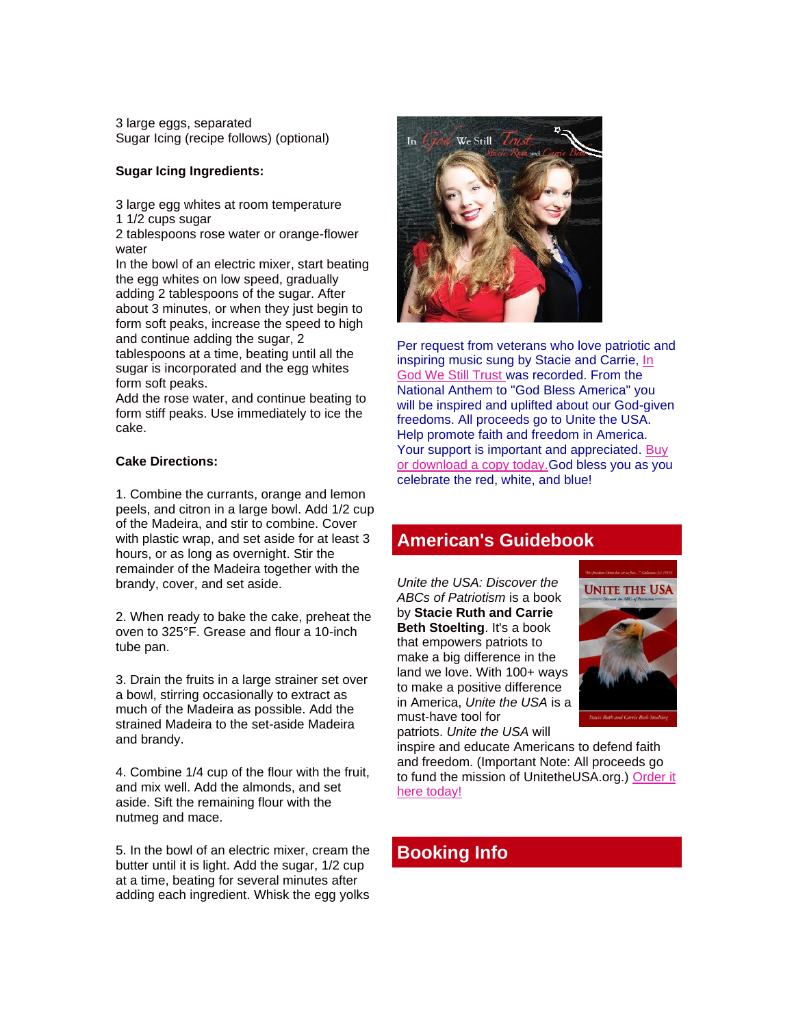3 large eggs, separated
Sugar Icing (recipe follows) (optional)

**Sugar Icing Ingredients:**

3 large egg whites at room temperature
1 1/2 cups sugar
2 tablespoons rose water or orange-flower water
In the bowl of an electric mixer, start beating the egg whites on low speed, gradually adding 2 tablespoons of the sugar. After about 3 minutes, or when they just begin to form soft peaks, increase the speed to high and continue adding the sugar, 2 tablespoons at a time, beating until all the sugar is incorporated and the egg whites form soft peaks.
Add the rose water, and continue beating to form stiff peaks. Use immediately to ice the cake.

**Cake Directions:**

1. Combine the currants, orange and lemon peels, and citron in a large bowl. Add 1/2 cup of the Madeira, and stir to combine. Cover with plastic wrap, and set aside for at least 3 hours, or as long as overnight. Stir the remainder of the Madeira together with the brandy, cover, and set aside.

2. When ready to bake the cake, preheat the oven to 325°F. Grease and flour a 10-inch tube pan.

3. Drain the fruits in a large strainer set over a bowl, stirring occasionally to extract as much of the Madeira as possible. Add the strained Madeira to the set-aside Madeira and brandy.

4. Combine 1/4 cup of the flour with the fruit, and mix well. Add the almonds, and set aside. Sift the remaining flour with the nutmeg and mace.

5. In the bowl of an electric mixer, cream the butter until it is light. Add the sugar, 1/2 cup at a time, beating for several minutes after adding each ingredient. Whisk the egg yolks

Per request from veterans who love patriotic and inspiring music sung by Stacie and Carrie, In God We Still Trust was recorded. From the National Anthem to "God Bless America" you will be inspired and uplifted about our God-given freedoms. All proceeds go to Unite the USA. Help promote faith and freedom in America. Your support is important and appreciated. Buy or download a copy today. God bless you as you celebrate the red, white, and blue!

## American's Guidebook

*Unite the USA: Discover the ABCs of Patriotism* is a book by **Stacie Ruth and Carrie Beth Stoelting**. It's a book that empowers patriots to make a big difference in the land we love. With 100+ ways to make a positive difference in America, *Unite the USA* is a must-have tool for patriots. *Unite the USA* will inspire and educate Americans to defend faith and freedom. (Important Note: All proceeds go to fund the mission of UnitetheUSA.org.) Order it here today!

## Booking Info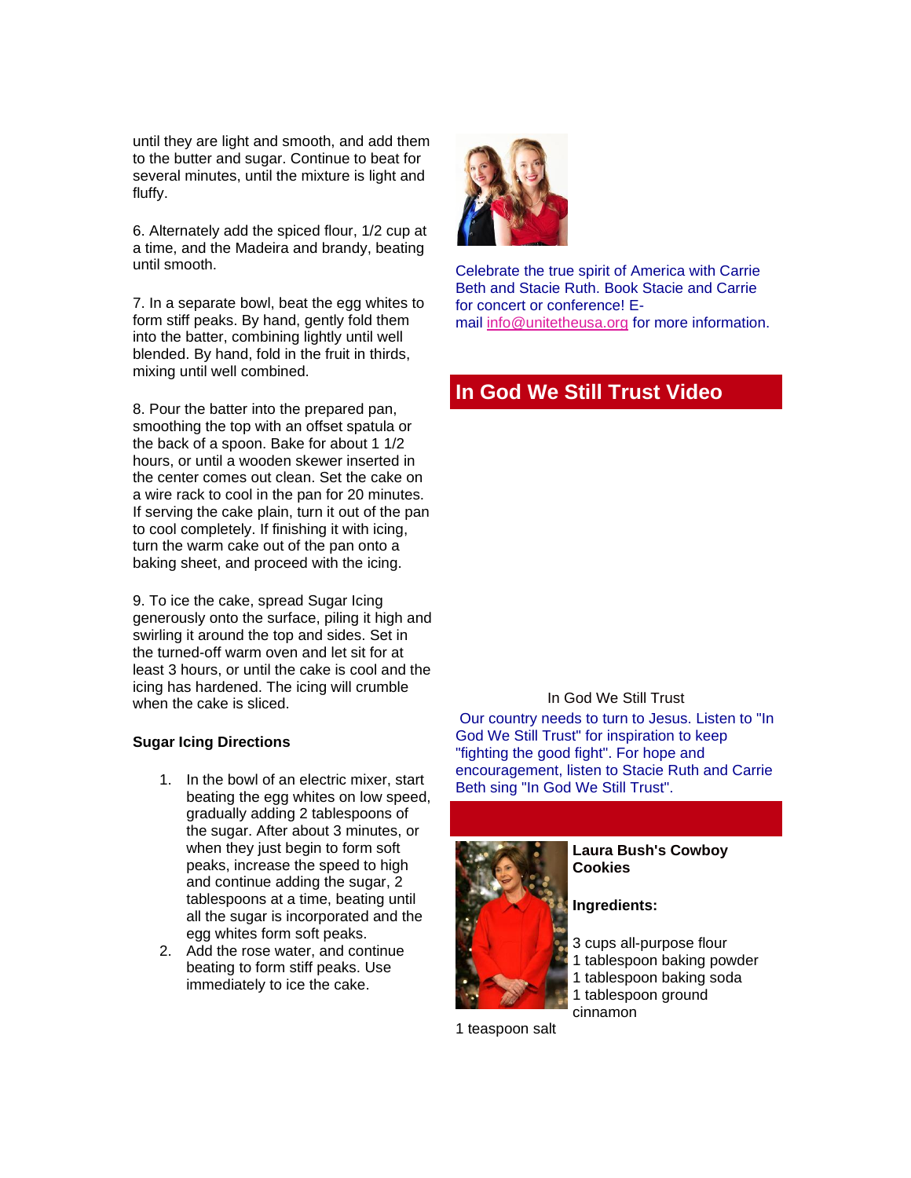until they are light and smooth, and add them to the butter and sugar. Continue to beat for several minutes, until the mixture is light and fluffy.

6. Alternately add the spiced flour, 1/2 cup at a time, and the Madeira and brandy, beating until smooth.

7. In a separate bowl, beat the egg whites to form stiff peaks. By hand, gently fold them into the batter, combining lightly until well blended. By hand, fold in the fruit in thirds, mixing until well combined.

8. Pour the batter into the prepared pan, smoothing the top with an offset spatula or the back of a spoon. Bake for about 1 1/2 hours, or until a wooden skewer inserted in the center comes out clean. Set the cake on a wire rack to cool in the pan for 20 minutes. If serving the cake plain, turn it out of the pan to cool completely. If finishing it with icing, turn the warm cake out of the pan onto a baking sheet, and proceed with the icing.

9. To ice the cake, spread Sugar Icing generously onto the surface, piling it high and swirling it around the top and sides. Set in the turned-off warm oven and let sit for at least 3 hours, or until the cake is cool and the icing has hardened. The icing will crumble when the cake is sliced.

**Sugar Icing Directions**

1. In the bowl of an electric mixer, start beating the egg whites on low speed, gradually adding 2 tablespoons of the sugar. After about 3 minutes, or when they just begin to form soft peaks, increase the speed to high and continue adding the sugar, 2 tablespoons at a time, beating until all the sugar is incorporated and the egg whites form soft peaks.
2. Add the rose water, and continue beating to form stiff peaks. Use immediately to ice the cake.

Celebrate the true spirit of America with Carrie Beth and Stacie Ruth. Book Stacie and Carrie for concert or conference! E-mail info@unitetheusa.org for more information.

## In God We Still Trust Video

In God We Still Trust

Our country needs to turn to Jesus. Listen to "In God We Still Trust" for inspiration to keep "fighting the good fight". For hope and encouragement, listen to Stacie Ruth and Carrie Beth sing "In God We Still Trust".

**Laura Bush's Cowboy Cookies**

**Ingredients:**

3 cups all-purpose flour
1 tablespoon baking powder
1 tablespoon baking soda
1 tablespoon ground cinnamon
1 teaspoon salt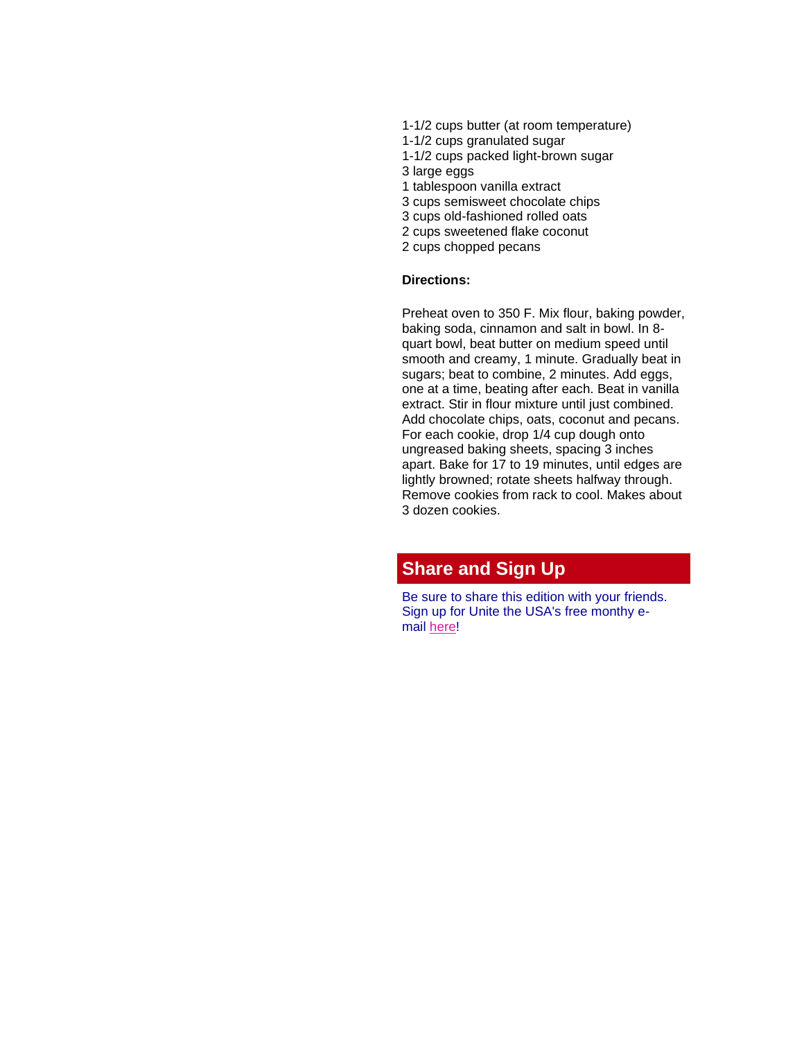1-1/2 cups butter (at room temperature)
1-1/2 cups granulated sugar
1-1/2 cups packed light-brown sugar
3 large eggs
1 tablespoon vanilla extract
3 cups semisweet chocolate chips
3 cups old-fashioned rolled oats
2 cups sweetened flake coconut
2 cups chopped pecans

**Directions:**

Preheat oven to 350 F. Mix flour, baking powder, baking soda, cinnamon and salt in bowl. In 8-quart bowl, beat butter on medium speed until smooth and creamy, 1 minute. Gradually beat in sugars; beat to combine, 2 minutes. Add eggs, one at a time, beating after each. Beat in vanilla extract. Stir in flour mixture until just combined. Add chocolate chips, oats, coconut and pecans. For each cookie, drop 1/4 cup dough onto ungreased baking sheets, spacing 3 inches apart. Bake for 17 to 19 minutes, until edges are lightly browned; rotate sheets halfway through. Remove cookies from rack to cool. Makes about 3 dozen cookies.

## Share and Sign Up

Be sure to share this edition with your friends. Sign up for Unite the USA's free monthy e-mail here!